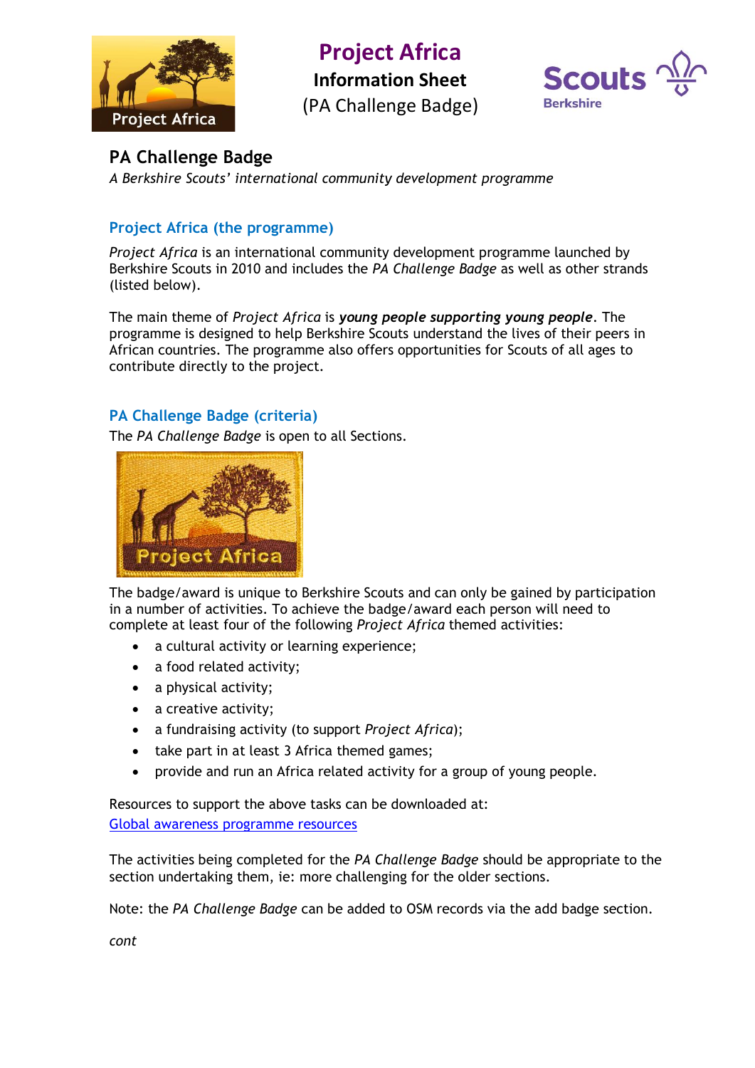# Project Africa

**Information Sheet**

(PA Challenge Badge)

Scouts Berkshire

## PA Challenge Badge

*A Berkshire Scouts' international community development programme*

### Project Africa (the programme)

*Project Africa* is an international community development programme launched by Berkshire Scouts in 2010 and includes the *PA Challenge Badge* as well as other strands (listed below).

The main theme of *Project Africa* is ***young people supporting young people***. The programme is designed to help Berkshire Scouts understand the lives of their peers in African countries. The programme also offers opportunities for Scouts of all ages to contribute directly to the project.

### PA Challenge Badge (criteria)

The *PA Challenge Badge* is open to all Sections.

The badge/award is unique to Berkshire Scouts and can only be gained by participation in a number of activities. To achieve the badge/award each person will need to complete at least four of the following *Project Africa* themed activities:

- a cultural activity or learning experience;
- a food related activity;
- a physical activity;
- a creative activity;
- a fundraising activity (to support *Project Africa*);
- take part in at least 3 Africa themed games;
- provide and run an Africa related activity for a group of young people.

Resources to support the above tasks can be downloaded at:
[Global awareness programme resources]

The activities being completed for the *PA Challenge Badge* should be appropriate to the section undertaking them, ie: more challenging for the older sections.

Note: the *PA Challenge Badge* can be added to OSM records via the add badge section.

*cont*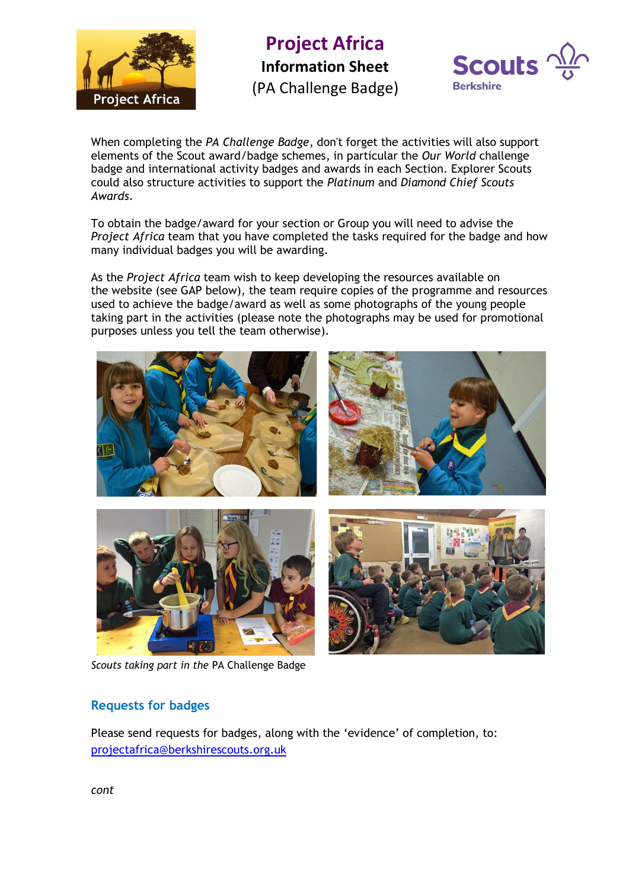# Project Africa

**Information Sheet**

(PA Challenge Badge)

When completing the *PA Challenge Badge*, don't forget the activities will also support elements of the Scout award/badge schemes, in particular the *Our World* challenge badge and international activity badges and awards in each Section. Explorer Scouts could also structure activities to support the *Platinum* and *Diamond Chief Scouts Awards*.

To obtain the badge/award for your section or Group you will need to advise the *Project Africa* team that you have completed the tasks required for the badge and how many individual badges you will be awarding.

As the *Project Africa* team wish to keep developing the resources available on the website (see GAP below), the team require copies of the programme and resources used to achieve the badge/award as well as some photographs of the young people taking part in the activities (please note the photographs may be used for promotional purposes unless you tell the team otherwise).

*Scouts taking part in the* PA Challenge Badge

## Requests for badges

Please send requests for badges, along with the 'evidence' of completion, to:
[projectafrica@berkshirescouts.org.uk](mailto:projectafrica@berkshirescouts.org.uk)

*cont*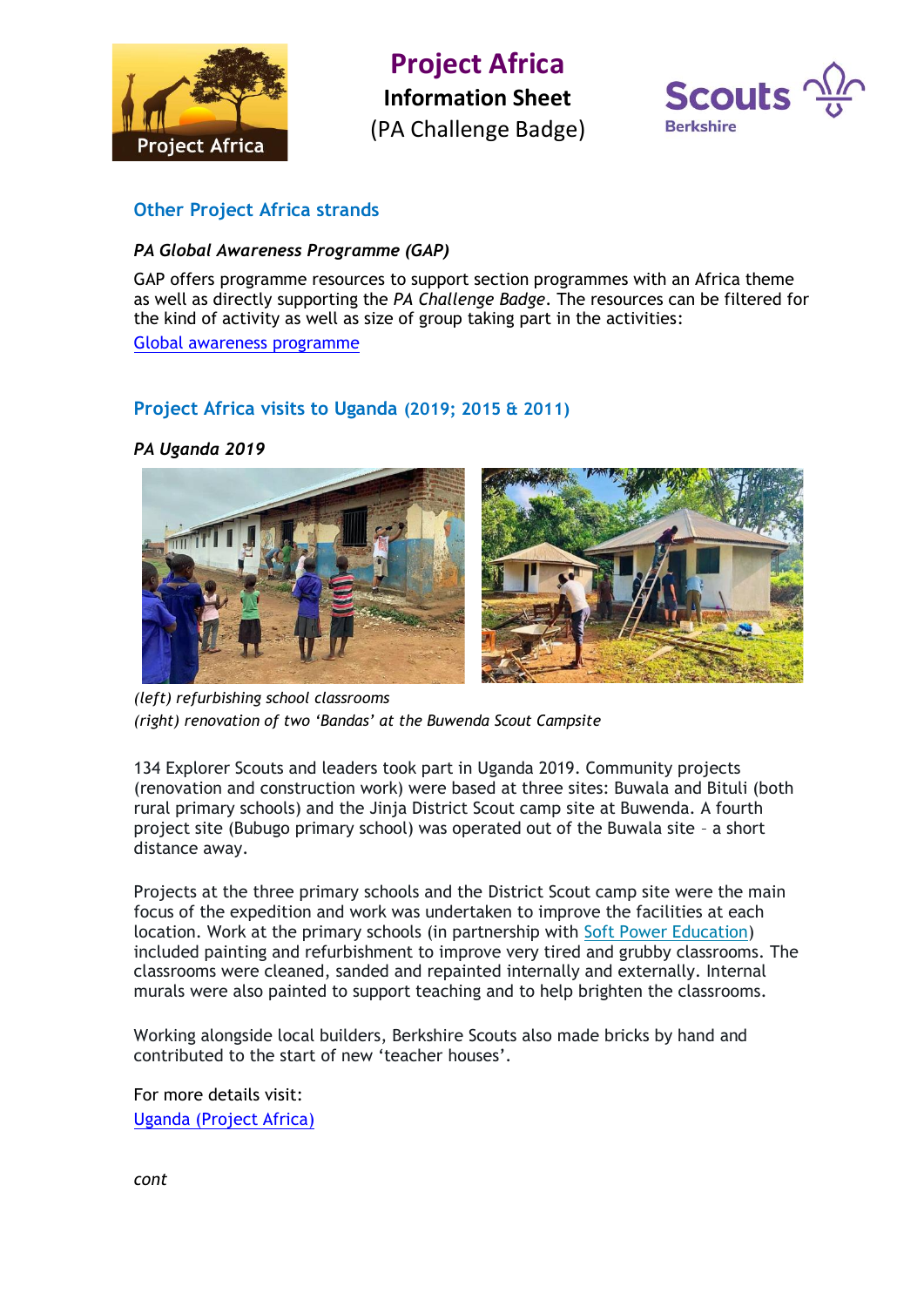# Project Africa

**Information Sheet**

(PA Challenge Badge)

## Other Project Africa strands

*PA Global Awareness Programme (GAP)*

GAP offers programme resources to support section programmes with an Africa theme as well as directly supporting the *PA Challenge Badge*. The resources can be filtered for the kind of activity as well as size of group taking part in the activities:

[Global awareness programme]

## Project Africa visits to Uganda (2019; 2015 & 2011)

*PA Uganda 2019*

*(left) refurbishing school classrooms*
*(right) renovation of two 'Bandas' at the Buwenda Scout Campsite*

134 Explorer Scouts and leaders took part in Uganda 2019. Community projects (renovation and construction work) were based at three sites: Buwala and Bituli (both rural primary schools) and the Jinja District Scout camp site at Buwenda. A fourth project site (Bubugo primary school) was operated out of the Buwala site – a short distance away.

Projects at the three primary schools and the District Scout camp site were the main focus of the expedition and work was undertaken to improve the facilities at each location. Work at the primary schools (in partnership with [Soft Power Education]) included painting and refurbishment to improve very tired and grubby classrooms. The classrooms were cleaned, sanded and repainted internally and externally. Internal murals were also painted to support teaching and to help brighten the classrooms.

Working alongside local builders, Berkshire Scouts also made bricks by hand and contributed to the start of new 'teacher houses'.

For more details visit:
[Uganda (Project Africa)]

*cont*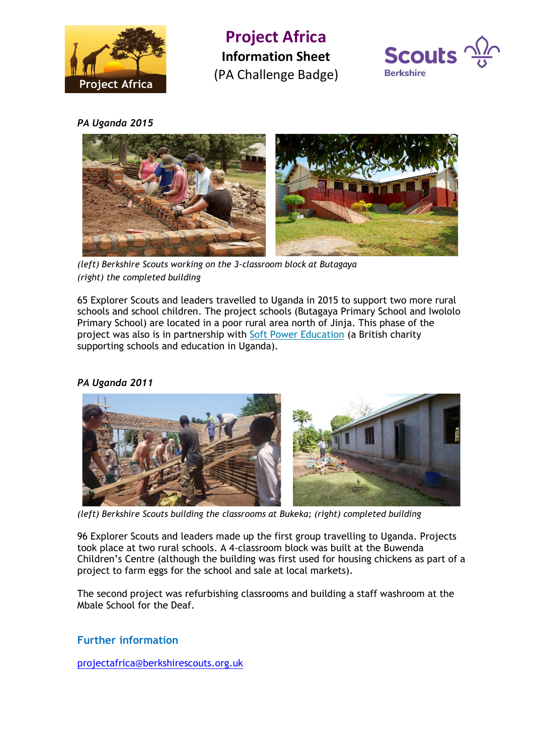# Project Africa

**Information Sheet**

(PA Challenge Badge)

*PA Uganda 2015*

*(left) Berkshire Scouts working on the 3-classroom block at Butagaya*
*(right) the completed building*

65 Explorer Scouts and leaders travelled to Uganda in 2015 to support two more rural schools and school children. The project schools (Butagaya Primary School and Iwololo Primary School) are located in a poor rural area north of Jinja. This phase of the project was also is in partnership with Soft Power Education (a British charity supporting schools and education in Uganda).

*PA Uganda 2011*

*(left) Berkshire Scouts building the classrooms at Bukeka; (right) completed building*

96 Explorer Scouts and leaders made up the first group travelling to Uganda. Projects took place at two rural schools. A 4-classroom block was built at the Buwenda Children's Centre (although the building was first used for housing chickens as part of a project to farm eggs for the school and sale at local markets).

The second project was refurbishing classrooms and building a staff washroom at the Mbale School for the Deaf.

## Further information

projectafrica@berkshirescouts.org.uk